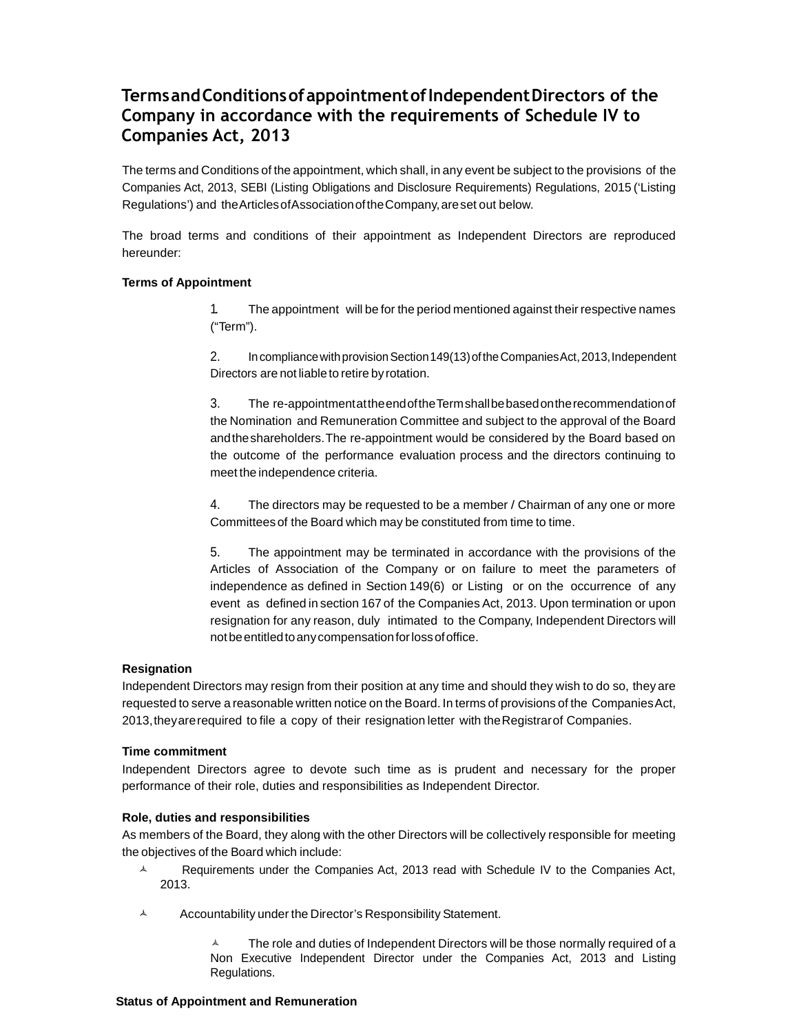# Terms and Conditions of appointment of Independent Directors of the Company in accordance with the requirements of Schedule IV to Companies Act, 2013

The terms and Conditions of the appointment, which shall, in any event be subject to the provisions of the Companies Act, 2013, SEBI (Listing Obligations and Disclosure Requirements) Regulations, 2015 ('Listing Regulations') and the Articles of Association of the Company, are set out below.

The broad terms and conditions of their appointment as Independent Directors are reproduced hereunder:

**Terms of Appointment**

1. The appointment will be for the period mentioned against their respective names ("Term").

2. In compliance with provision Section 149(13) of the Companies Act, 2013, Independent Directors are not liable to retire by rotation.

3. The re-appointment at the end of the Term shall be based on the recommendation of the Nomination and Remuneration Committee and subject to the approval of the Board and the shareholders. The re-appointment would be considered by the Board based on the outcome of the performance evaluation process and the directors continuing to meet the independence criteria.

4. The directors may be requested to be a member / Chairman of any one or more Committees of the Board which may be constituted from time to time.

5. The appointment may be terminated in accordance with the provisions of the Articles of Association of the Company or on failure to meet the parameters of independence as defined in Section 149(6) or Listing or on the occurrence of any event as defined in section 167 of the Companies Act, 2013. Upon termination or upon resignation for any reason, duly intimated to the Company, Independent Directors will not be entitled to any compensation for loss of office.

**Resignation**

Independent Directors may resign from their position at any time and should they wish to do so, they are requested to serve a reasonable written notice on the Board. In terms of provisions of the Companies Act, 2013, they are required to file a copy of their resignation letter with the Registrar of Companies.

**Time commitment**

Independent Directors agree to devote such time as is prudent and necessary for the proper performance of their role, duties and responsibilities as Independent Director.

**Role, duties and responsibilities**

As members of the Board, they along with the other Directors will be collectively responsible for meeting the objectives of the Board which include:

- Requirements under the Companies Act, 2013 read with Schedule IV to the Companies Act, 2013.
- Accountability under the Director's Responsibility Statement.
  - The role and duties of Independent Directors will be those normally required of a Non Executive Independent Director under the Companies Act, 2013 and Listing Regulations.

**Status of Appointment and Remuneration**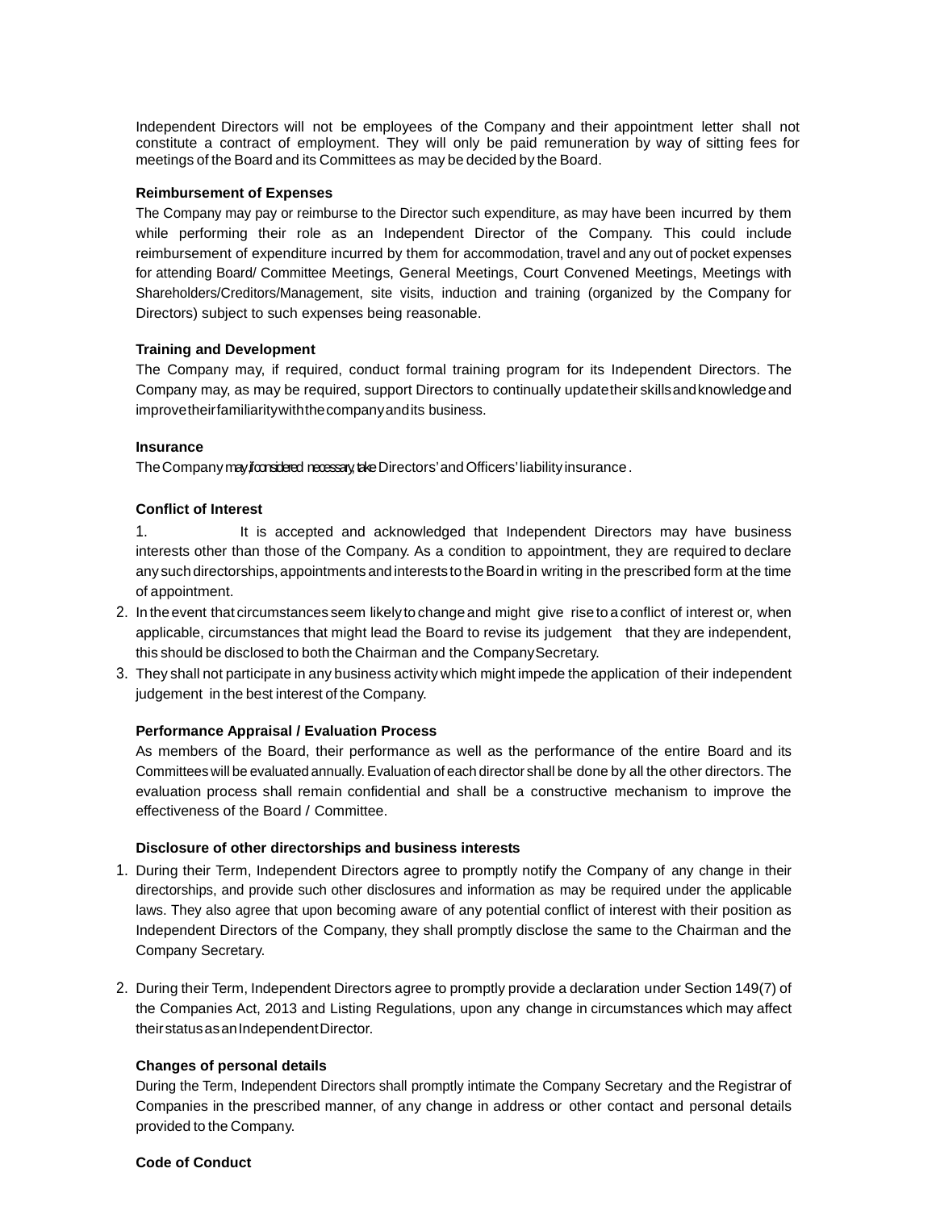Independent Directors will not be employees of the Company and their appointment letter shall not constitute a contract of employment. They will only be paid remuneration by way of sitting fees for meetings of the Board and its Committees as may be decided by the Board.

**Reimbursement of Expenses**

The Company may pay or reimburse to the Director such expenditure, as may have been incurred by them while performing their role as an Independent Director of the Company. This could include reimbursement of expenditure incurred by them for accommodation, travel and any out of pocket expenses for attending Board/ Committee Meetings, General Meetings, Court Convened Meetings, Meetings with Shareholders/Creditors/Management, site visits, induction and training (organized by the Company for Directors) subject to such expenses being reasonable.

**Training and Development**

The Company may, if required, conduct formal training program for its Independent Directors. The Company may, as may be required, support Directors to continually update their skills and knowledge and improve their familiarity with the company and its business.

**Insurance**

The Company may, if considered necessary, take Directors' and Officers' liability insurance.

**Conflict of Interest**

1. It is accepted and acknowledged that Independent Directors may have business interests other than those of the Company. As a condition to appointment, they are required to declare any such directorships, appointments and interests to the Board in writing in the prescribed form at the time of appointment.
2. In the event that circumstances seem likely to change and might give rise to a conflict of interest or, when applicable, circumstances that might lead the Board to revise its judgement that they are independent, this should be disclosed to both the Chairman and the Company Secretary.
3. They shall not participate in any business activity which might impede the application of their independent judgement in the best interest of the Company.

**Performance Appraisal / Evaluation Process**

As members of the Board, their performance as well as the performance of the entire Board and its Committees will be evaluated annually. Evaluation of each director shall be done by all the other directors. The evaluation process shall remain confidential and shall be a constructive mechanism to improve the effectiveness of the Board / Committee.

**Disclosure of other directorships and business interests**

1. During their Term, Independent Directors agree to promptly notify the Company of any change in their directorships, and provide such other disclosures and information as may be required under the applicable laws. They also agree that upon becoming aware of any potential conflict of interest with their position as Independent Directors of the Company, they shall promptly disclose the same to the Chairman and the Company Secretary.

2. During their Term, Independent Directors agree to promptly provide a declaration under Section 149(7) of the Companies Act, 2013 and Listing Regulations, upon any change in circumstances which may affect their status as an Independent Director.

**Changes of personal details**

During the Term, Independent Directors shall promptly intimate the Company Secretary and the Registrar of Companies in the prescribed manner, of any change in address or other contact and personal details provided to the Company.

**Code of Conduct**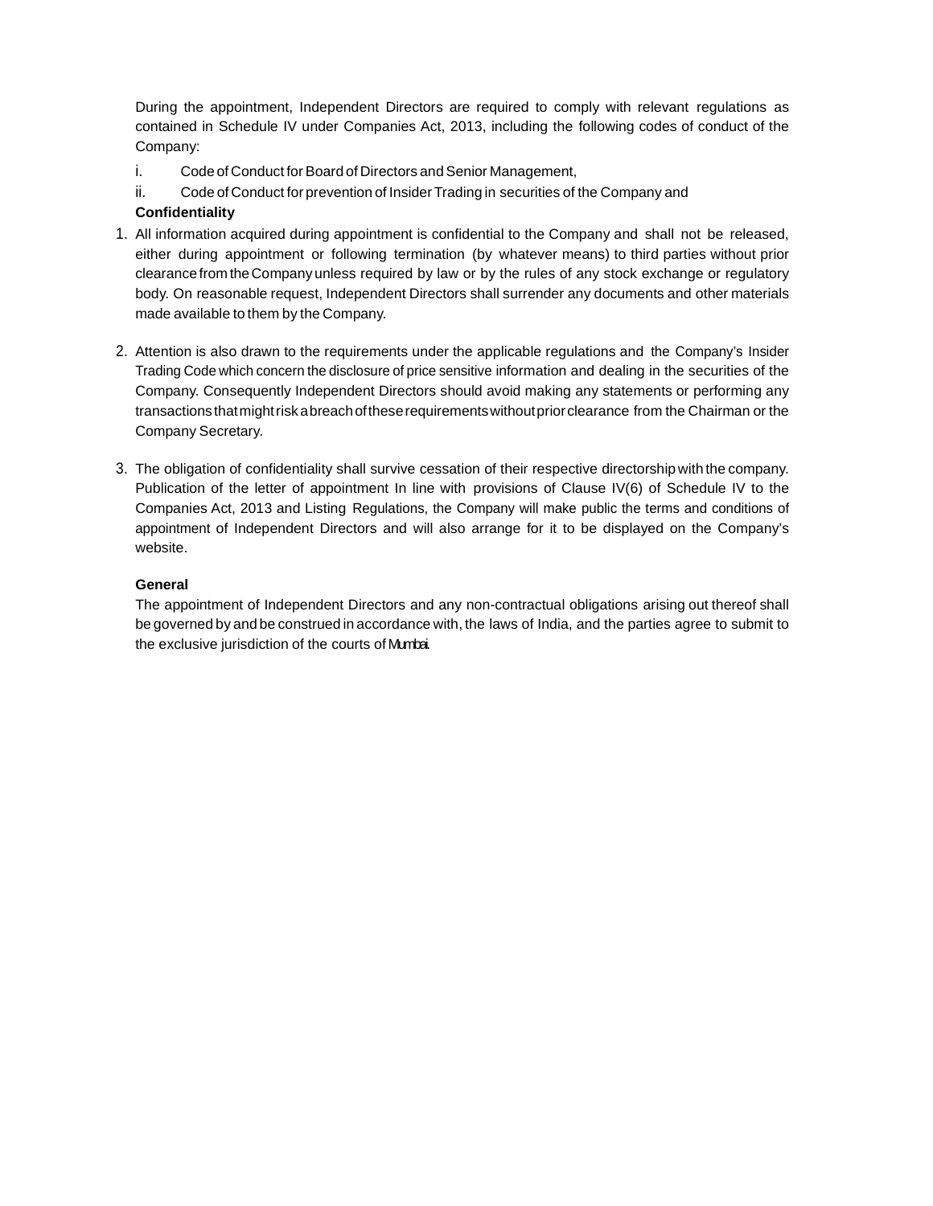During the appointment, Independent Directors are required to comply with relevant regulations as contained in Schedule IV under Companies Act, 2013, including the following codes of conduct of the Company:

i. Code of Conduct for Board of Directors and Senior Management,
ii. Code of Conduct for prevention of Insider Trading in securities of the Company and

**Confidentiality**

1. All information acquired during appointment is confidential to the Company and shall not be released, either during appointment or following termination (by whatever means) to third parties without prior clearance from the Company unless required by law or by the rules of any stock exchange or regulatory body. On reasonable request, Independent Directors shall surrender any documents and other materials made available to them by the Company.

2. Attention is also drawn to the requirements under the applicable regulations and the Company's Insider Trading Code which concern the disclosure of price sensitive information and dealing in the securities of the Company. Consequently Independent Directors should avoid making any statements or performing any transactions that might risk a breach of these requirements without prior clearance from the Chairman or the Company Secretary.

3. The obligation of confidentiality shall survive cessation of their respective directorship with the company. Publication of the letter of appointment In line with provisions of Clause IV(6) of Schedule IV to the Companies Act, 2013 and Listing Regulations, the Company will make public the terms and conditions of appointment of Independent Directors and will also arrange for it to be displayed on the Company's website.

**General**

The appointment of Independent Directors and any non-contractual obligations arising out thereof shall be governed by and be construed in accordance with, the laws of India, and the parties agree to submit to the exclusive jurisdiction of the courts of Mumbai.